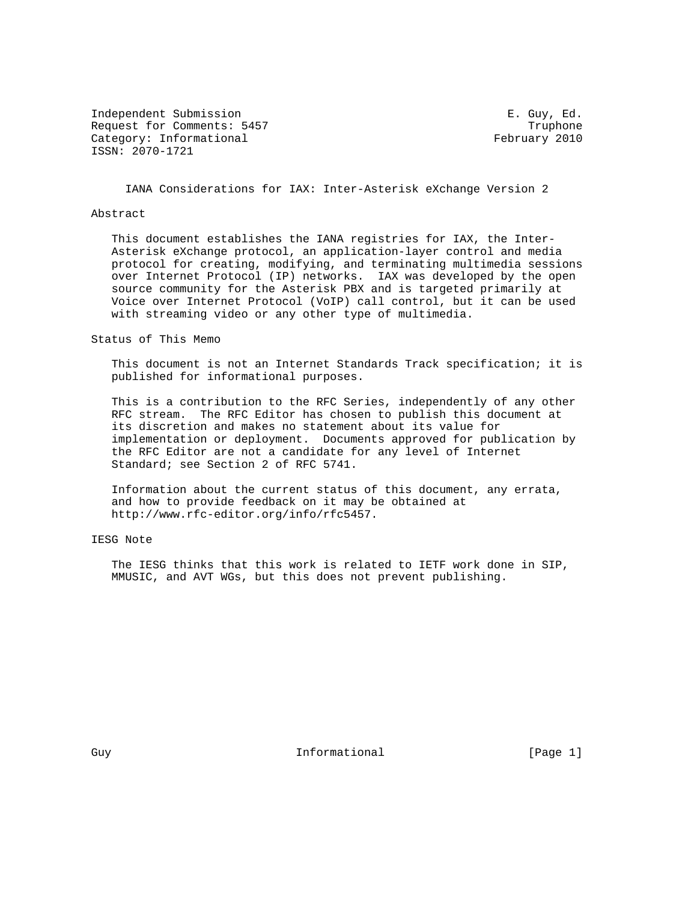Independent Submission — E. Guy, Ed.
Request for Comments: 5457 — Truphone
Category: Informational — February 2010
ISSN: 2070-1721

# IANA Considerations for IAX: Inter-Asterisk eXchange Version 2

## Abstract

This document establishes the IANA registries for IAX, the Inter-Asterisk eXchange protocol, an application-layer control and media protocol for creating, modifying, and terminating multimedia sessions over Internet Protocol (IP) networks. IAX was developed by the open source community for the Asterisk PBX and is targeted primarily at Voice over Internet Protocol (VoIP) call control, but it can be used with streaming video or any other type of multimedia.

## Status of This Memo

This document is not an Internet Standards Track specification; it is published for informational purposes.

This is a contribution to the RFC Series, independently of any other RFC stream. The RFC Editor has chosen to publish this document at its discretion and makes no statement about its value for implementation or deployment. Documents approved for publication by the RFC Editor are not a candidate for any level of Internet Standard; see Section 2 of RFC 5741.

Information about the current status of this document, any errata, and how to provide feedback on it may be obtained at http://www.rfc-editor.org/info/rfc5457.

## IESG Note

The IESG thinks that this work is related to IETF work done in SIP, MMUSIC, and AVT WGs, but this does not prevent publishing.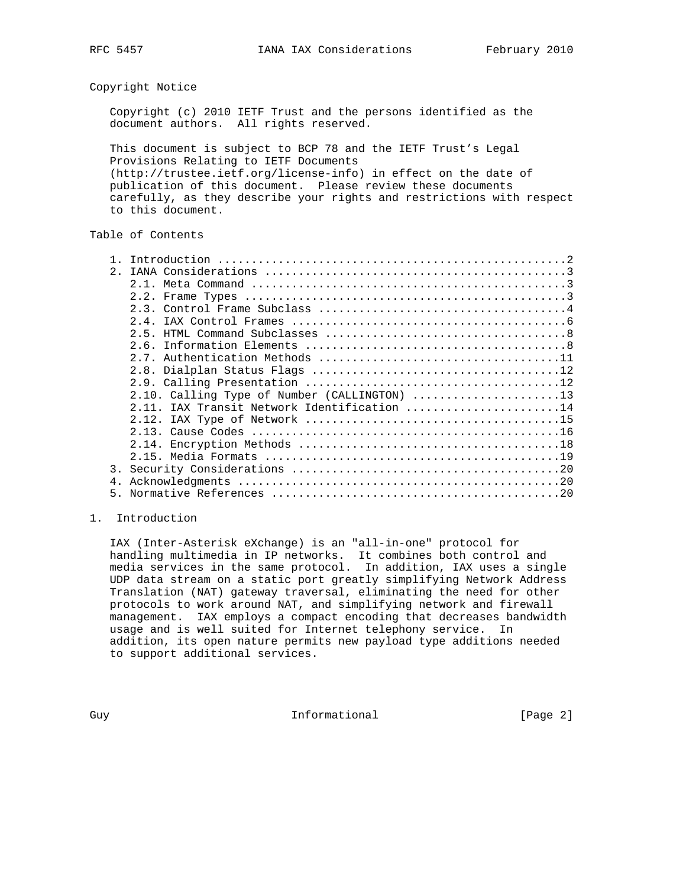## Copyright Notice

Copyright (c) 2010 IETF Trust and the persons identified as the document authors. All rights reserved.

This document is subject to BCP 78 and the IETF Trust's Legal Provisions Relating to IETF Documents (http://trustee.ietf.org/license-info) in effect on the date of publication of this document. Please review these documents carefully, as they describe your rights and restrictions with respect to this document.

## Table of Contents

```
   1. Introduction ....................................................2
   2. IANA Considerations .............................................3
      2.1. Meta Command ...............................................3
      2.2. Frame Types ................................................3
      2.3. Control Frame Subclass .....................................4
      2.4. IAX Control Frames .........................................6
      2.5. HTML Command Subclasses ....................................8
      2.6. Information Elements .......................................8
      2.7. Authentication Methods ....................................11
      2.8. Dialplan Status Flags .....................................12
      2.9. Calling Presentation ......................................12
      2.10. Calling Type of Number (CALLINGTON) ......................13
      2.11. IAX Transit Network Identification .......................14
      2.12. IAX Type of Network ......................................15
      2.13. Cause Codes ..............................................16
      2.14. Encryption Methods .......................................18
      2.15. Media Formats ............................................19
   3. Security Considerations ........................................20
   4. Acknowledgments ................................................20
   5. Normative References ...........................................20
```

## 1. Introduction

IAX (Inter-Asterisk eXchange) is an "all-in-one" protocol for handling multimedia in IP networks. It combines both control and media services in the same protocol. In addition, IAX uses a single UDP data stream on a static port greatly simplifying Network Address Translation (NAT) gateway traversal, eliminating the need for other protocols to work around NAT, and simplifying network and firewall management. IAX employs a compact encoding that decreases bandwidth usage and is well suited for Internet telephony service. In addition, its open nature permits new payload type additions needed to support additional services.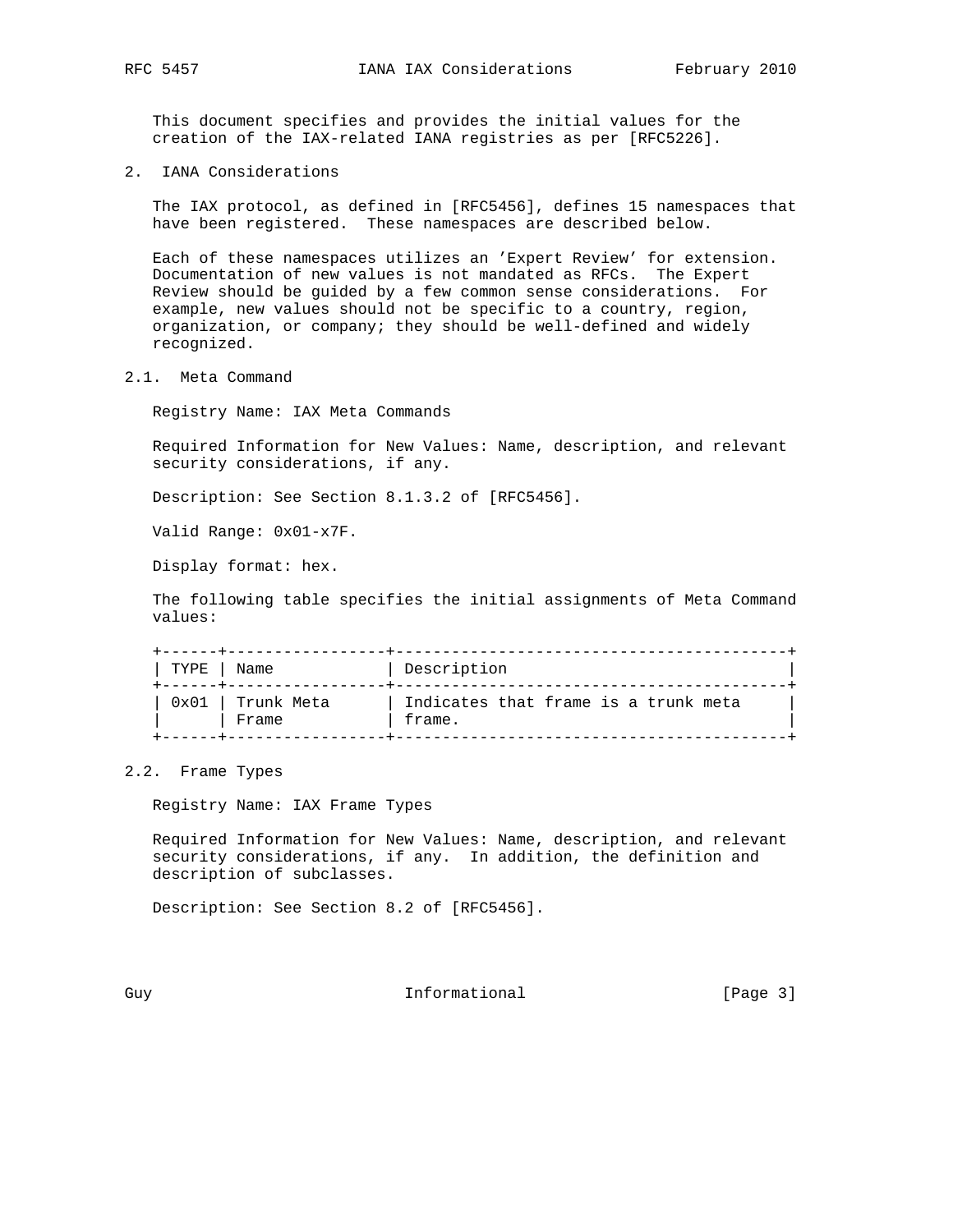This document specifies and provides the initial values for the creation of the IAX-related IANA registries as per [RFC5226].

## 2. IANA Considerations

The IAX protocol, as defined in [RFC5456], defines 15 namespaces that have been registered. These namespaces are described below.

Each of these namespaces utilizes an 'Expert Review' for extension. Documentation of new values is not mandated as RFCs. The Expert Review should be guided by a few common sense considerations. For example, new values should not be specific to a country, region, organization, or company; they should be well-defined and widely recognized.

### 2.1. Meta Command

Registry Name: IAX Meta Commands

Required Information for New Values: Name, description, and relevant security considerations, if any.

Description: See Section 8.1.3.2 of [RFC5456].

Valid Range: 0x01-x7F.

Display format: hex.

The following table specifies the initial assignments of Meta Command values:

| TYPE | Name | Description |
|---|---|---|
| 0x01 | Trunk Meta Frame | Indicates that frame is a trunk meta frame. |

### 2.2. Frame Types

Registry Name: IAX Frame Types

Required Information for New Values: Name, description, and relevant security considerations, if any. In addition, the definition and description of subclasses.

Description: See Section 8.2 of [RFC5456].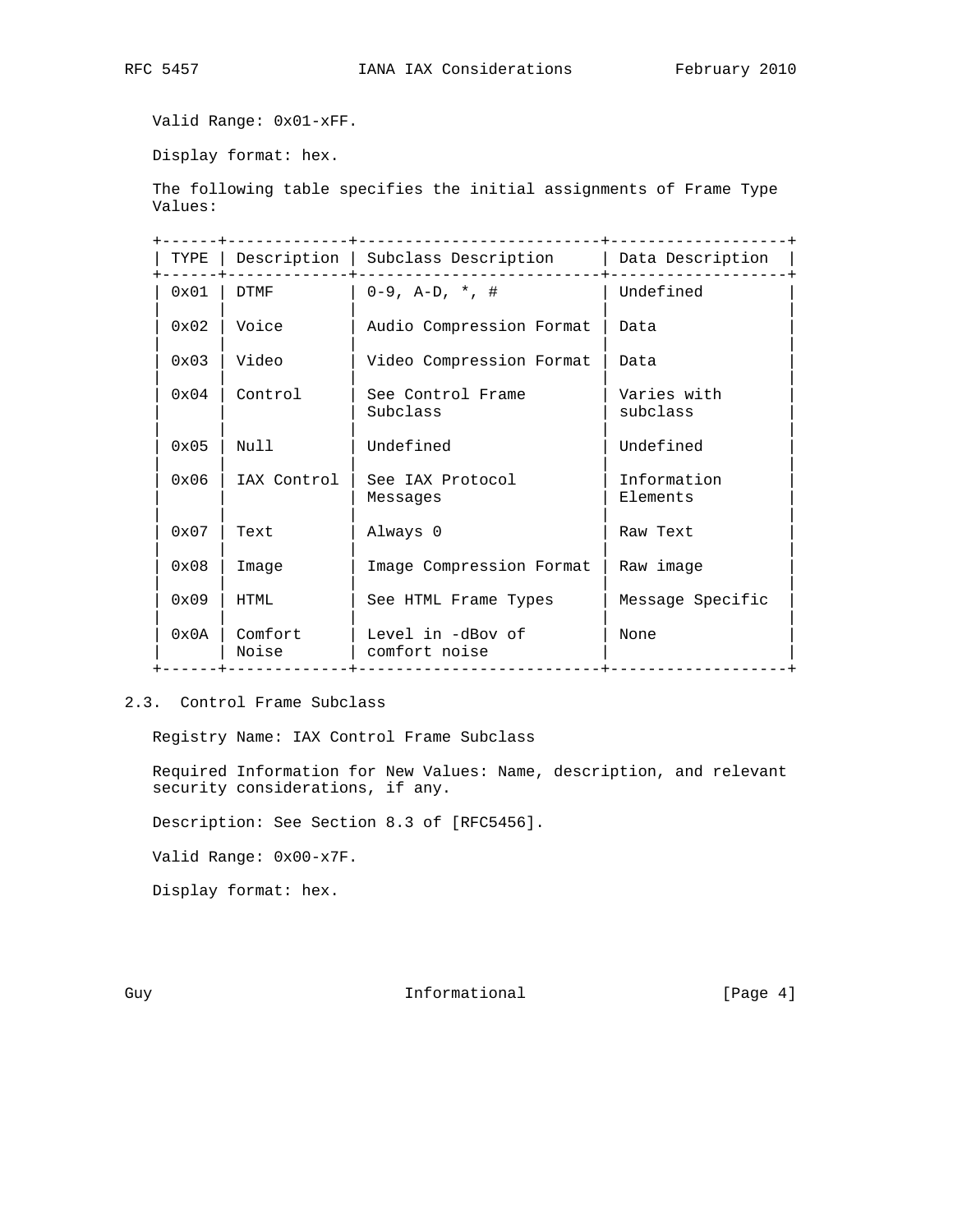Valid Range: 0x01-xFF.

Display format: hex.

The following table specifies the initial assignments of Frame Type Values:

| TYPE | Description | Subclass Description | Data Description |
|---|---|---|---|
| 0x01 | DTMF | 0-9, A-D, *, # | Undefined |
| 0x02 | Voice | Audio Compression Format | Data |
| 0x03 | Video | Video Compression Format | Data |
| 0x04 | Control | See Control Frame Subclass | Varies with subclass |
| 0x05 | Null | Undefined | Undefined |
| 0x06 | IAX Control | See IAX Protocol Messages | Information Elements |
| 0x07 | Text | Always 0 | Raw Text |
| 0x08 | Image | Image Compression Format | Raw image |
| 0x09 | HTML | See HTML Frame Types | Message Specific |
| 0x0A | Comfort Noise | Level in -dBov of comfort noise | None |

## 2.3. Control Frame Subclass

Registry Name: IAX Control Frame Subclass

Required Information for New Values: Name, description, and relevant security considerations, if any.

Description: See Section 8.3 of [RFC5456].

Valid Range: 0x00-x7F.

Display format: hex.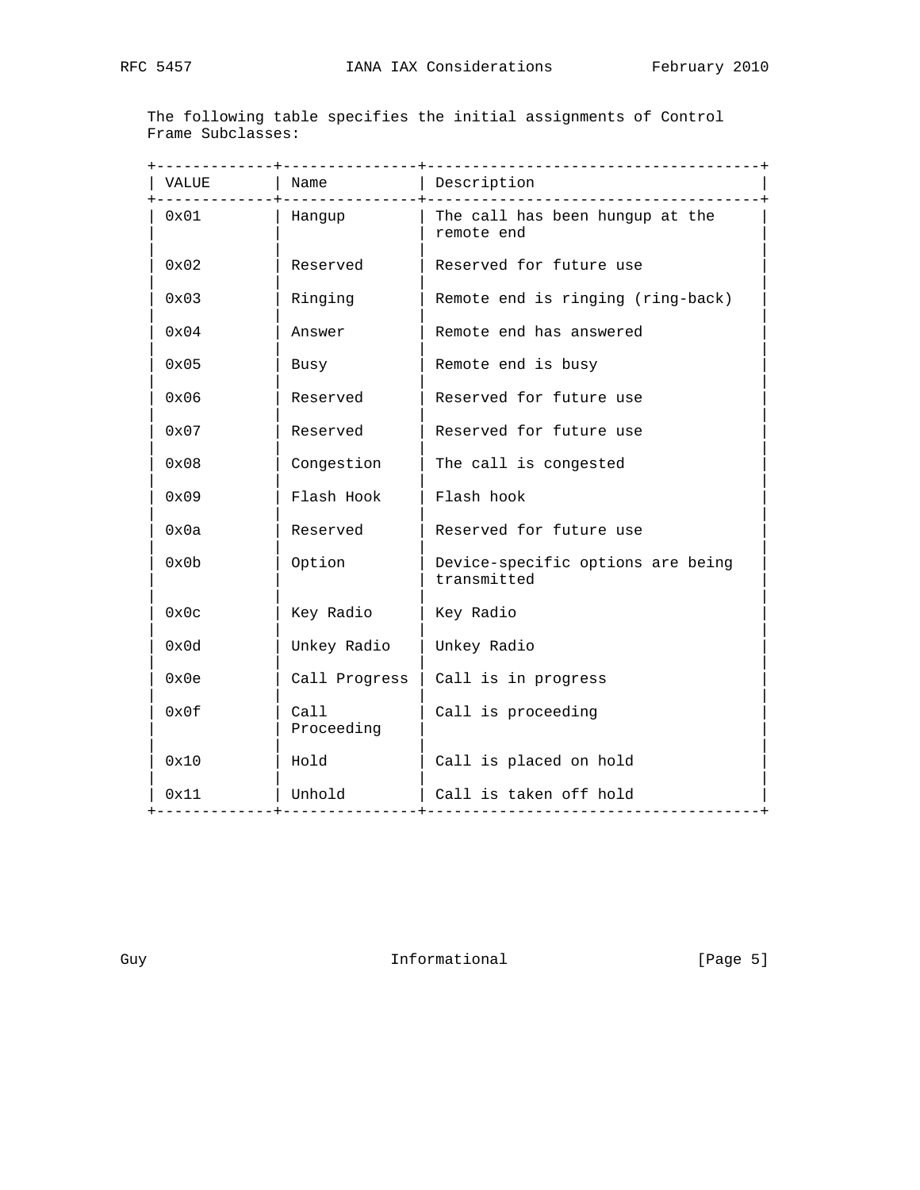The following table specifies the initial assignments of Control Frame Subclasses:

| VALUE | Name | Description |
|---|---|---|
| 0x01 | Hangup | The call has been hungup at the remote end |
| 0x02 | Reserved | Reserved for future use |
| 0x03 | Ringing | Remote end is ringing (ring-back) |
| 0x04 | Answer | Remote end has answered |
| 0x05 | Busy | Remote end is busy |
| 0x06 | Reserved | Reserved for future use |
| 0x07 | Reserved | Reserved for future use |
| 0x08 | Congestion | The call is congested |
| 0x09 | Flash Hook | Flash hook |
| 0x0a | Reserved | Reserved for future use |
| 0x0b | Option | Device-specific options are being transmitted |
| 0x0c | Key Radio | Key Radio |
| 0x0d | Unkey Radio | Unkey Radio |
| 0x0e | Call Progress | Call is in progress |
| 0x0f | Call Proceeding | Call is proceeding |
| 0x10 | Hold | Call is placed on hold |
| 0x11 | Unhold | Call is taken off hold |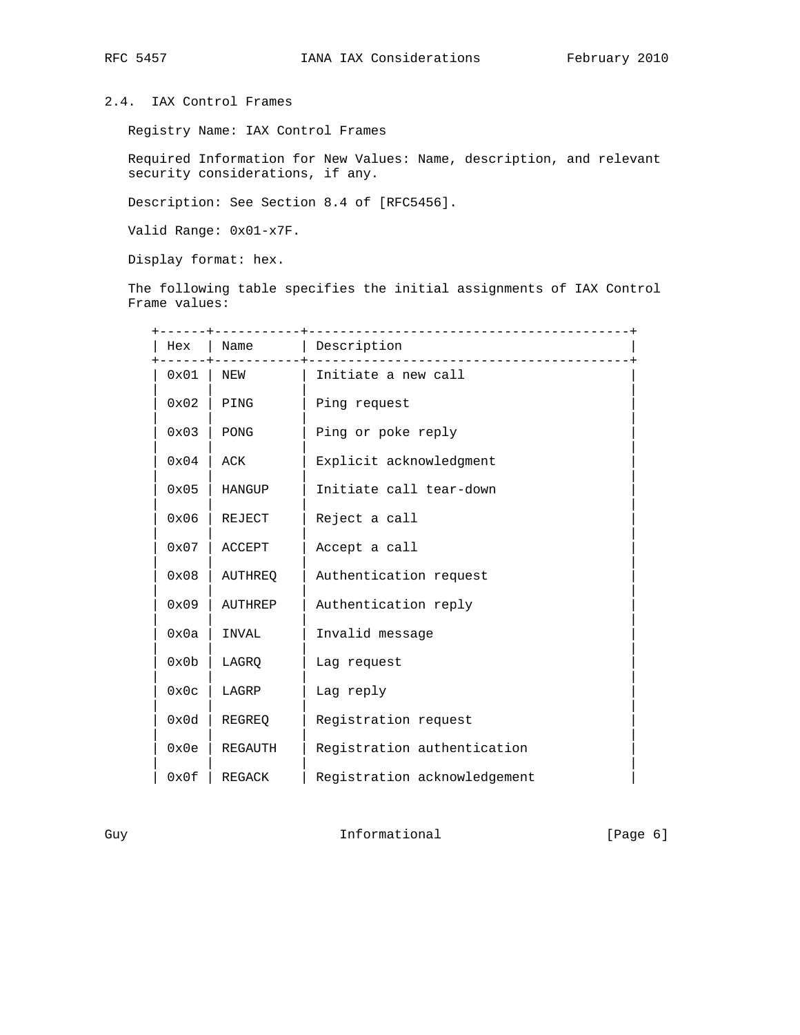### 2.4. IAX Control Frames

Registry Name: IAX Control Frames

Required Information for New Values: Name, description, and relevant security considerations, if any.

Description: See Section 8.4 of [RFC5456].

Valid Range: 0x01-x7F.

Display format: hex.

The following table specifies the initial assignments of IAX Control Frame values:

| Hex | Name | Description |
|---|---|---|
| 0x01 | NEW | Initiate a new call |
| 0x02 | PING | Ping request |
| 0x03 | PONG | Ping or poke reply |
| 0x04 | ACK | Explicit acknowledgment |
| 0x05 | HANGUP | Initiate call tear-down |
| 0x06 | REJECT | Reject a call |
| 0x07 | ACCEPT | Accept a call |
| 0x08 | AUTHREQ | Authentication request |
| 0x09 | AUTHREP | Authentication reply |
| 0x0a | INVAL | Invalid message |
| 0x0b | LAGRQ | Lag request |
| 0x0c | LAGRP | Lag reply |
| 0x0d | REGREQ | Registration request |
| 0x0e | REGAUTH | Registration authentication |
| 0x0f | REGACK | Registration acknowledgement |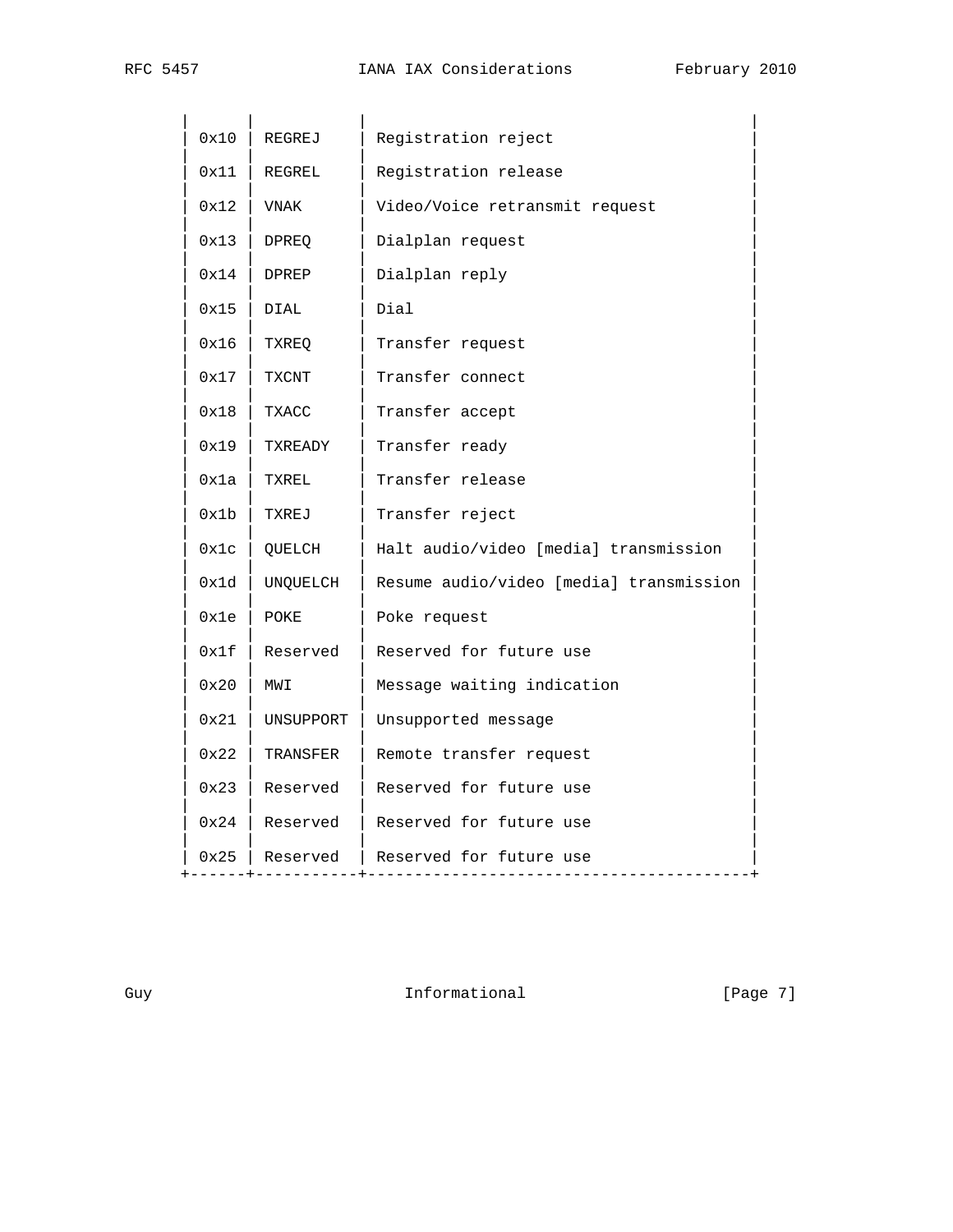| | | |
|---|---|---|
| 0x10 | REGREJ | Registration reject |
| 0x11 | REGREL | Registration release |
| 0x12 | VNAK | Video/Voice retransmit request |
| 0x13 | DPREQ | Dialplan request |
| 0x14 | DPREP | Dialplan reply |
| 0x15 | DIAL | Dial |
| 0x16 | TXREQ | Transfer request |
| 0x17 | TXCNT | Transfer connect |
| 0x18 | TXACC | Transfer accept |
| 0x19 | TXREADY | Transfer ready |
| 0x1a | TXREL | Transfer release |
| 0x1b | TXREJ | Transfer reject |
| 0x1c | QUELCH | Halt audio/video [media] transmission |
| 0x1d | UNQUELCH | Resume audio/video [media] transmission |
| 0x1e | POKE | Poke request |
| 0x1f | Reserved | Reserved for future use |
| 0x20 | MWI | Message waiting indication |
| 0x21 | UNSUPPORT | Unsupported message |
| 0x22 | TRANSFER | Remote transfer request |
| 0x23 | Reserved | Reserved for future use |
| 0x24 | Reserved | Reserved for future use |
| 0x25 | Reserved | Reserved for future use |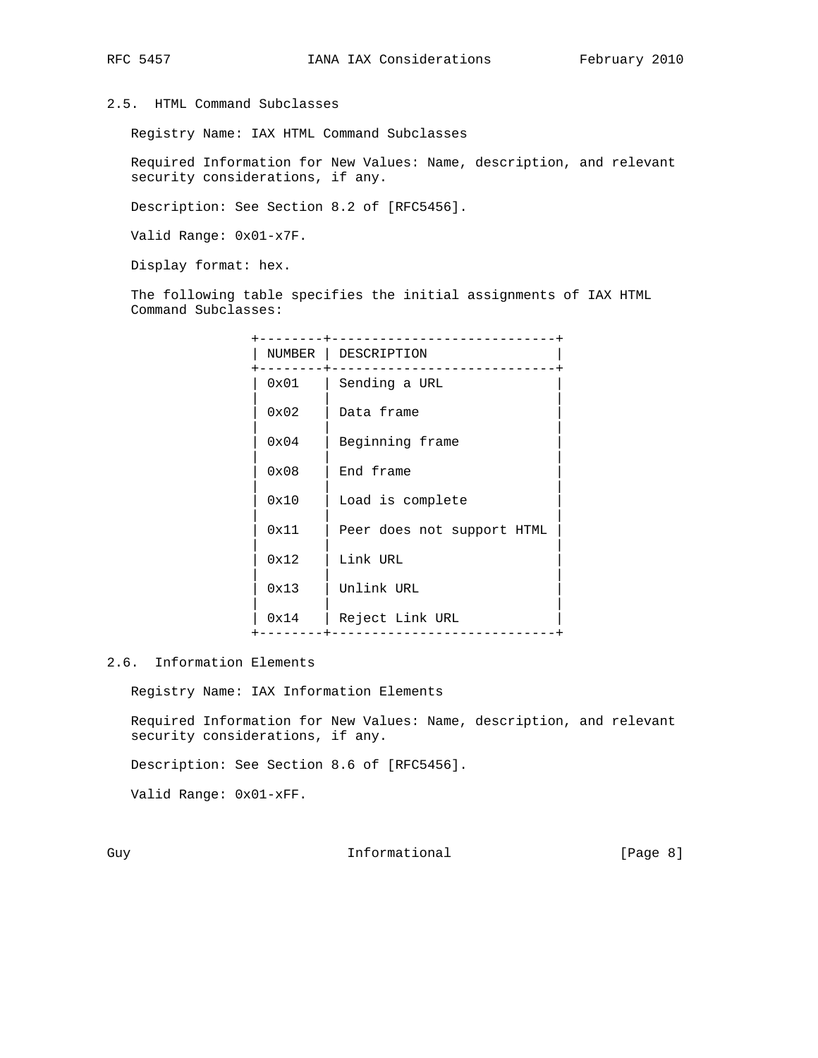### 2.5. HTML Command Subclasses

Registry Name: IAX HTML Command Subclasses

Required Information for New Values: Name, description, and relevant security considerations, if any.

Description: See Section 8.2 of [RFC5456].

Valid Range: 0x01-x7F.

Display format: hex.

The following table specifies the initial assignments of IAX HTML Command Subclasses:

| NUMBER | DESCRIPTION |
|---|---|
| 0x01 | Sending a URL |
| 0x02 | Data frame |
| 0x04 | Beginning frame |
| 0x08 | End frame |
| 0x10 | Load is complete |
| 0x11 | Peer does not support HTML |
| 0x12 | Link URL |
| 0x13 | Unlink URL |
| 0x14 | Reject Link URL |

### 2.6. Information Elements

Registry Name: IAX Information Elements

Required Information for New Values: Name, description, and relevant security considerations, if any.

Description: See Section 8.6 of [RFC5456].

Valid Range: 0x01-xFF.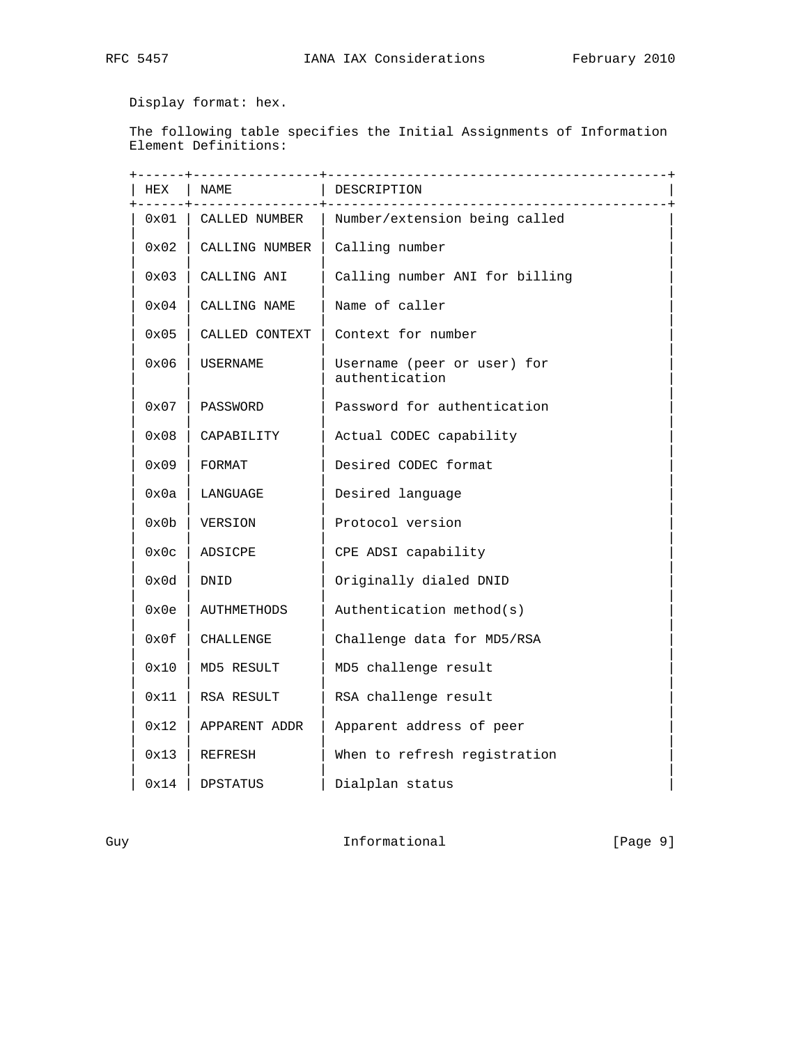Display format: hex.

The following table specifies the Initial Assignments of Information Element Definitions:

| HEX | NAME | DESCRIPTION |
|---|---|---|
| 0x01 | CALLED NUMBER | Number/extension being called |
| 0x02 | CALLING NUMBER | Calling number |
| 0x03 | CALLING ANI | Calling number ANI for billing |
| 0x04 | CALLING NAME | Name of caller |
| 0x05 | CALLED CONTEXT | Context for number |
| 0x06 | USERNAME | Username (peer or user) for authentication |
| 0x07 | PASSWORD | Password for authentication |
| 0x08 | CAPABILITY | Actual CODEC capability |
| 0x09 | FORMAT | Desired CODEC format |
| 0x0a | LANGUAGE | Desired language |
| 0x0b | VERSION | Protocol version |
| 0x0c | ADSICPE | CPE ADSI capability |
| 0x0d | DNID | Originally dialed DNID |
| 0x0e | AUTHMETHODS | Authentication method(s) |
| 0x0f | CHALLENGE | Challenge data for MD5/RSA |
| 0x10 | MD5 RESULT | MD5 challenge result |
| 0x11 | RSA RESULT | RSA challenge result |
| 0x12 | APPARENT ADDR | Apparent address of peer |
| 0x13 | REFRESH | When to refresh registration |
| 0x14 | DPSTATUS | Dialplan status |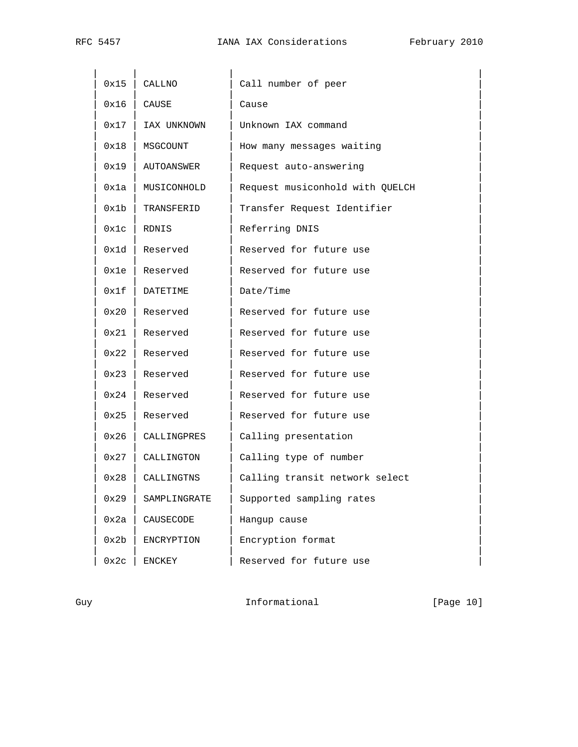| | | |
|---|---|---|
| 0x15 | CALLNO | Call number of peer |
| 0x16 | CAUSE | Cause |
| 0x17 | IAX UNKNOWN | Unknown IAX command |
| 0x18 | MSGCOUNT | How many messages waiting |
| 0x19 | AUTOANSWER | Request auto-answering |
| 0x1a | MUSICONHOLD | Request musiconhold with QUELCH |
| 0x1b | TRANSFERID | Transfer Request Identifier |
| 0x1c | RDNIS | Referring DNIS |
| 0x1d | Reserved | Reserved for future use |
| 0x1e | Reserved | Reserved for future use |
| 0x1f | DATETIME | Date/Time |
| 0x20 | Reserved | Reserved for future use |
| 0x21 | Reserved | Reserved for future use |
| 0x22 | Reserved | Reserved for future use |
| 0x23 | Reserved | Reserved for future use |
| 0x24 | Reserved | Reserved for future use |
| 0x25 | Reserved | Reserved for future use |
| 0x26 | CALLINGPRES | Calling presentation |
| 0x27 | CALLINGTON | Calling type of number |
| 0x28 | CALLINGTNS | Calling transit network select |
| 0x29 | SAMPLINGRATE | Supported sampling rates |
| 0x2a | CAUSECODE | Hangup cause |
| 0x2b | ENCRYPTION | Encryption format |
| 0x2c | ENCKEY | Reserved for future use |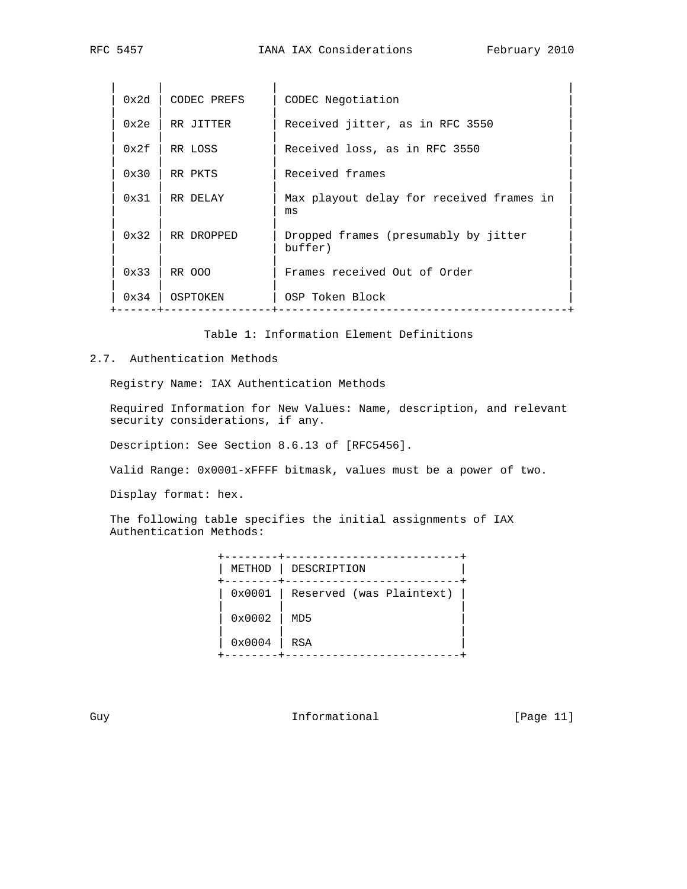| | | |
|---|---|---|
| 0x2d | CODEC PREFS | CODEC Negotiation |
| 0x2e | RR JITTER | Received jitter, as in RFC 3550 |
| 0x2f | RR LOSS | Received loss, as in RFC 3550 |
| 0x30 | RR PKTS | Received frames |
| 0x31 | RR DELAY | Max playout delay for received frames in ms |
| 0x32 | RR DROPPED | Dropped frames (presumably by jitter buffer) |
| 0x33 | RR OOO | Frames received Out of Order |
| 0x34 | OSPTOKEN | OSP Token Block |

Table 1: Information Element Definitions

### 2.7. Authentication Methods

Registry Name: IAX Authentication Methods

Required Information for New Values: Name, description, and relevant security considerations, if any.

Description: See Section 8.6.13 of [RFC5456].

Valid Range: 0x0001-xFFFF bitmask, values must be a power of two.

Display format: hex.

The following table specifies the initial assignments of IAX Authentication Methods:

| METHOD | DESCRIPTION |
|---|---|
| 0x0001 | Reserved (was Plaintext) |
| 0x0002 | MD5 |
| 0x0004 | RSA |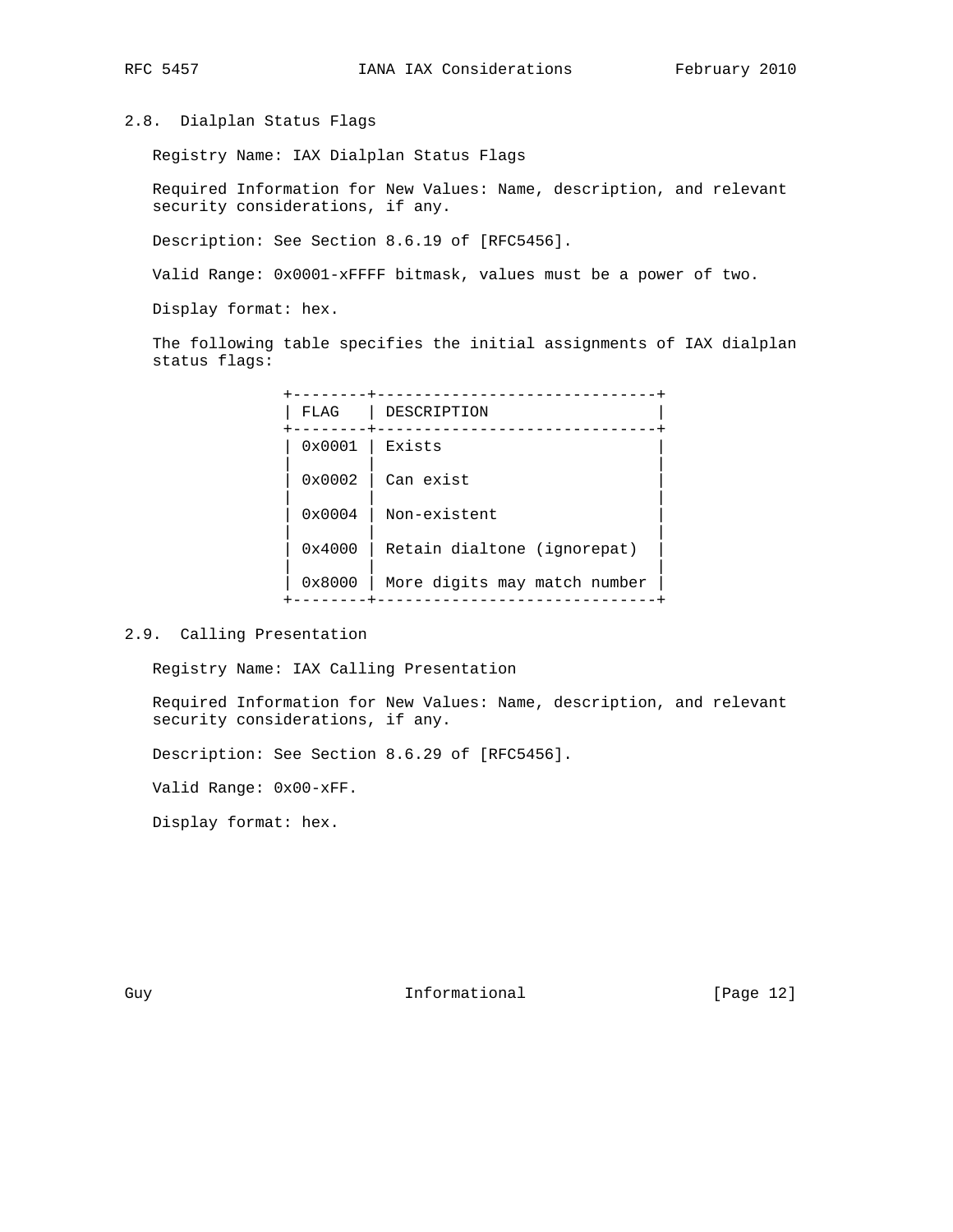## 2.8. Dialplan Status Flags

Registry Name: IAX Dialplan Status Flags

Required Information for New Values: Name, description, and relevant security considerations, if any.

Description: See Section 8.6.19 of [RFC5456].

Valid Range: 0x0001-xFFFF bitmask, values must be a power of two.

Display format: hex.

The following table specifies the initial assignments of IAX dialplan status flags:

| FLAG | DESCRIPTION |
|---|---|
| 0x0001 | Exists |
| 0x0002 | Can exist |
| 0x0004 | Non-existent |
| 0x4000 | Retain dialtone (ignorepat) |
| 0x8000 | More digits may match number |

## 2.9. Calling Presentation

Registry Name: IAX Calling Presentation

Required Information for New Values: Name, description, and relevant security considerations, if any.

Description: See Section 8.6.29 of [RFC5456].

Valid Range: 0x00-xFF.

Display format: hex.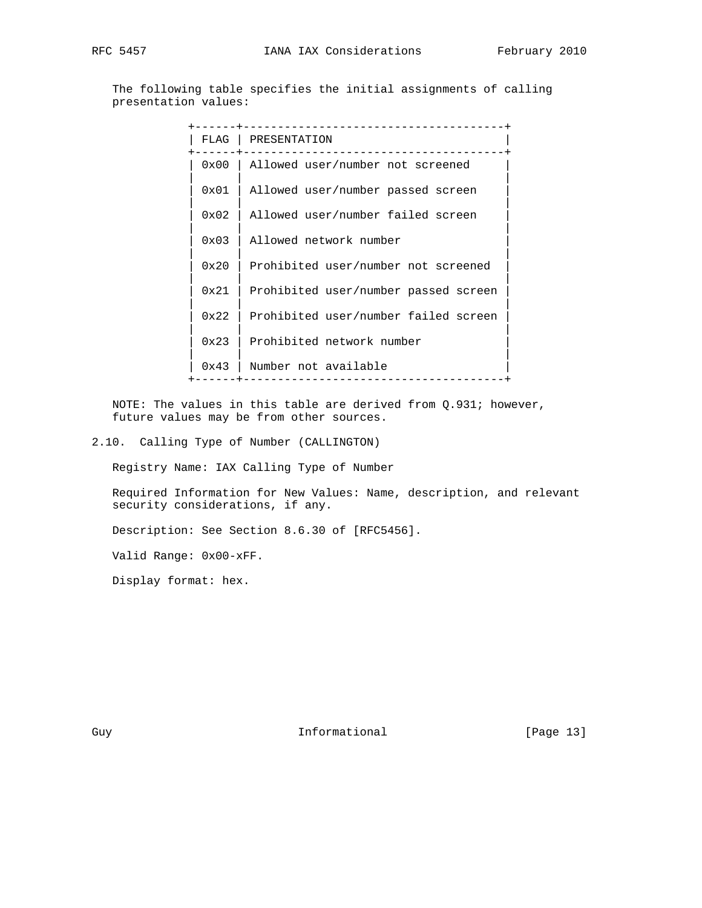The following table specifies the initial assignments of calling presentation values:

| FLAG | PRESENTATION |
| --- | --- |
| 0x00 | Allowed user/number not screened |
| 0x01 | Allowed user/number passed screen |
| 0x02 | Allowed user/number failed screen |
| 0x03 | Allowed network number |
| 0x20 | Prohibited user/number not screened |
| 0x21 | Prohibited user/number passed screen |
| 0x22 | Prohibited user/number failed screen |
| 0x23 | Prohibited network number |
| 0x43 | Number not available |

NOTE: The values in this table are derived from Q.931; however, future values may be from other sources.

## 2.10. Calling Type of Number (CALLINGTON)

Registry Name: IAX Calling Type of Number

Required Information for New Values: Name, description, and relevant security considerations, if any.

Description: See Section 8.6.30 of [RFC5456].

Valid Range: 0x00-xFF.

Display format: hex.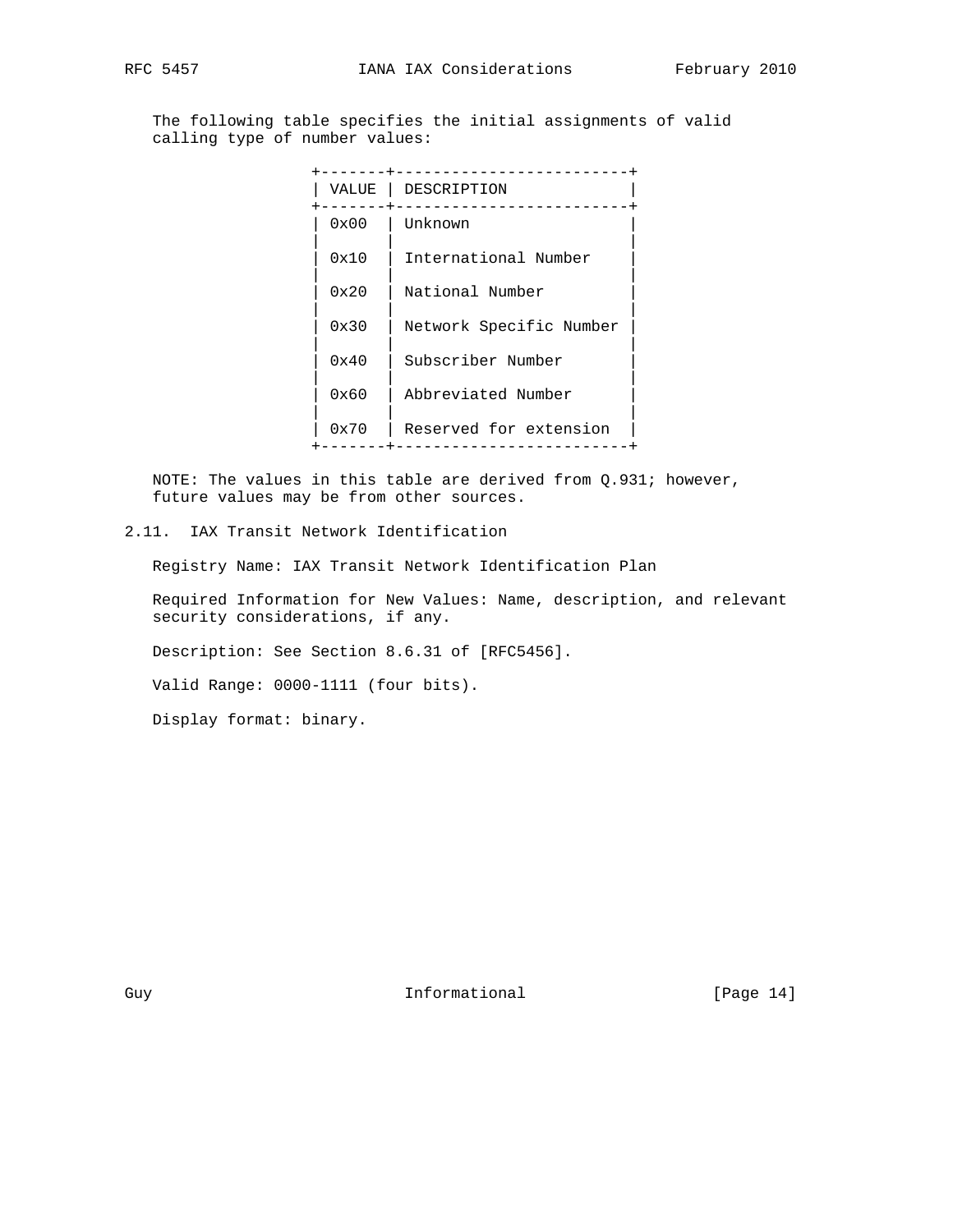The following table specifies the initial assignments of valid calling type of number values:

| VALUE | DESCRIPTION |
|---|---|
| 0x00 | Unknown |
| 0x10 | International Number |
| 0x20 | National Number |
| 0x30 | Network Specific Number |
| 0x40 | Subscriber Number |
| 0x60 | Abbreviated Number |
| 0x70 | Reserved for extension |

NOTE: The values in this table are derived from Q.931; however, future values may be from other sources.

## 2.11. IAX Transit Network Identification

Registry Name: IAX Transit Network Identification Plan

Required Information for New Values: Name, description, and relevant security considerations, if any.

Description: See Section 8.6.31 of [RFC5456].

Valid Range: 0000-1111 (four bits).

Display format: binary.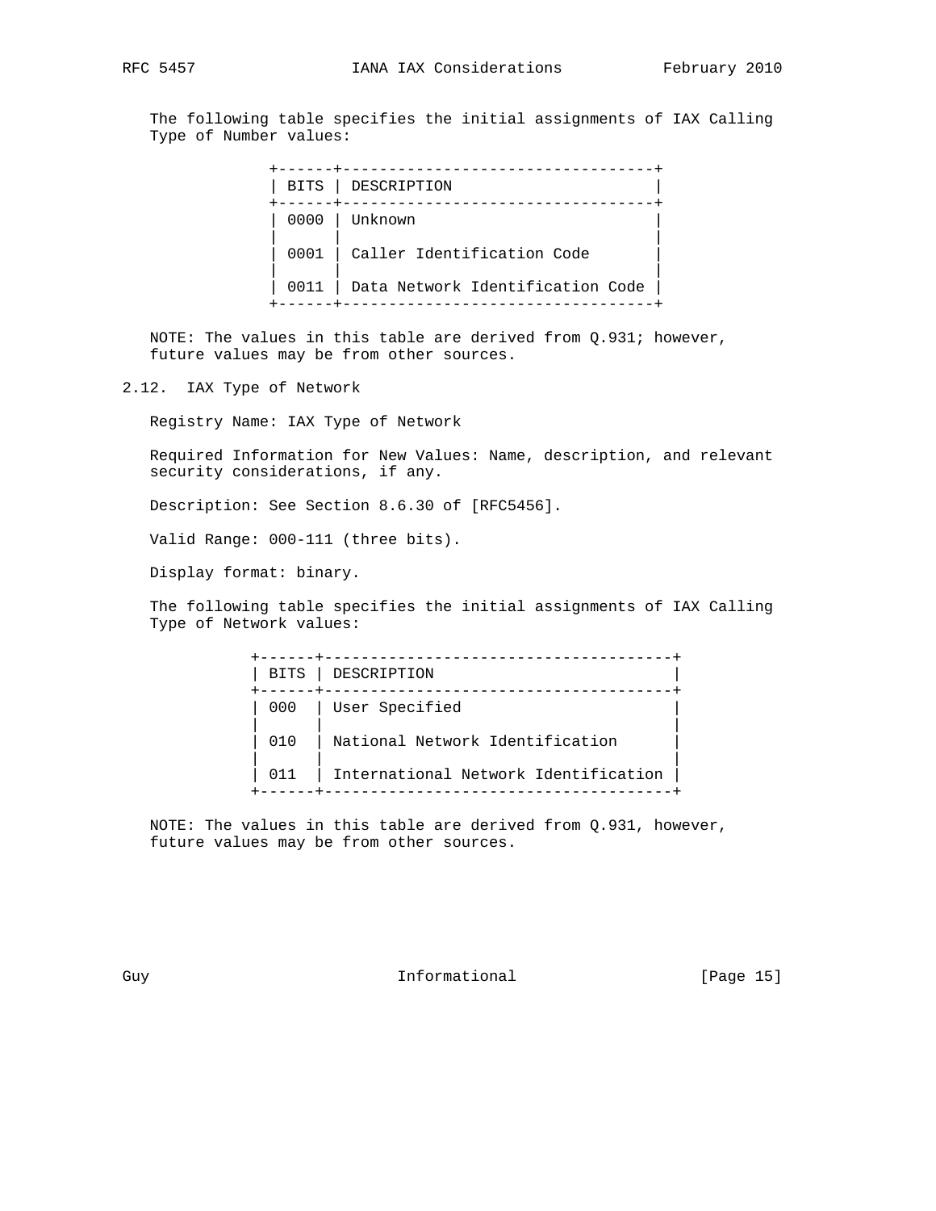The following table specifies the initial assignments of IAX Calling Type of Number values:

| BITS | DESCRIPTION |
|---|---|
| 0000 | Unknown |
| 0001 | Caller Identification Code |
| 0011 | Data Network Identification Code |

NOTE: The values in this table are derived from Q.931; however, future values may be from other sources.

### 2.12. IAX Type of Network

Registry Name: IAX Type of Network

Required Information for New Values: Name, description, and relevant security considerations, if any.

Description: See Section 8.6.30 of [RFC5456].

Valid Range: 000-111 (three bits).

Display format: binary.

The following table specifies the initial assignments of IAX Calling Type of Network values:

| BITS | DESCRIPTION |
|---|---|
| 000 | User Specified |
| 010 | National Network Identification |
| 011 | International Network Identification |

NOTE: The values in this table are derived from Q.931, however, future values may be from other sources.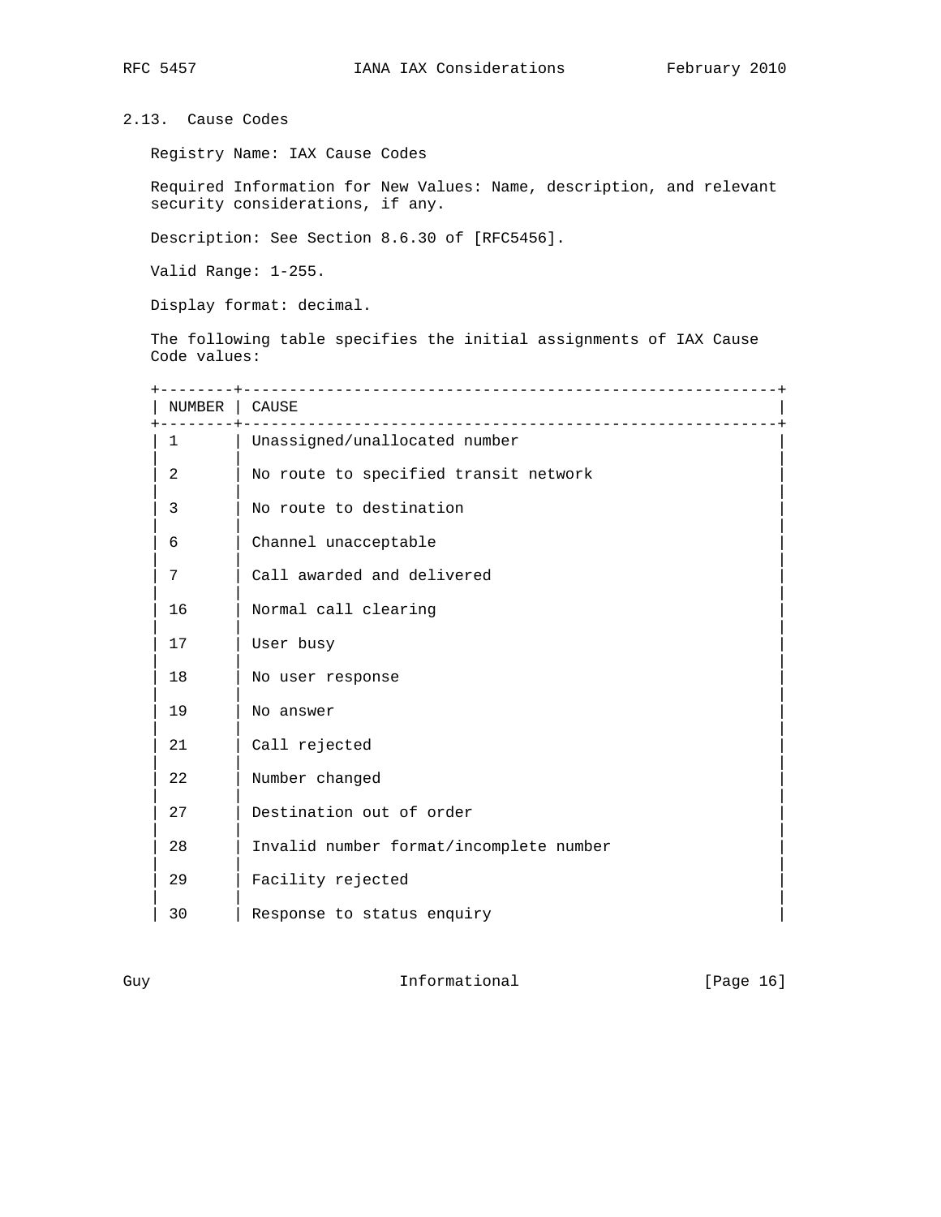### 2.13. Cause Codes

Registry Name: IAX Cause Codes

Required Information for New Values: Name, description, and relevant security considerations, if any.

Description: See Section 8.6.30 of [RFC5456].

Valid Range: 1-255.

Display format: decimal.

The following table specifies the initial assignments of IAX Cause Code values:

| NUMBER | CAUSE |
|---|---|
| 1 | Unassigned/unallocated number |
| 2 | No route to specified transit network |
| 3 | No route to destination |
| 6 | Channel unacceptable |
| 7 | Call awarded and delivered |
| 16 | Normal call clearing |
| 17 | User busy |
| 18 | No user response |
| 19 | No answer |
| 21 | Call rejected |
| 22 | Number changed |
| 27 | Destination out of order |
| 28 | Invalid number format/incomplete number |
| 29 | Facility rejected |
| 30 | Response to status enquiry |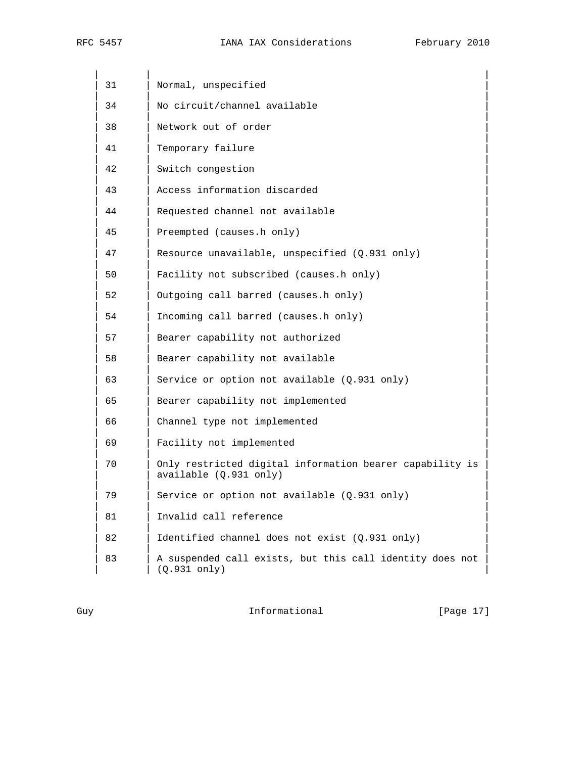| | |
|---|---|
| 31 | Normal, unspecified |
| 34 | No circuit/channel available |
| 38 | Network out of order |
| 41 | Temporary failure |
| 42 | Switch congestion |
| 43 | Access information discarded |
| 44 | Requested channel not available |
| 45 | Preempted (causes.h only) |
| 47 | Resource unavailable, unspecified (Q.931 only) |
| 50 | Facility not subscribed (causes.h only) |
| 52 | Outgoing call barred (causes.h only) |
| 54 | Incoming call barred (causes.h only) |
| 57 | Bearer capability not authorized |
| 58 | Bearer capability not available |
| 63 | Service or option not available (Q.931 only) |
| 65 | Bearer capability not implemented |
| 66 | Channel type not implemented |
| 69 | Facility not implemented |
| 70 | Only restricted digital information bearer capability is available (Q.931 only) |
| 79 | Service or option not available (Q.931 only) |
| 81 | Invalid call reference |
| 82 | Identified channel does not exist (Q.931 only) |
| 83 | A suspended call exists, but this call identity does not (Q.931 only) |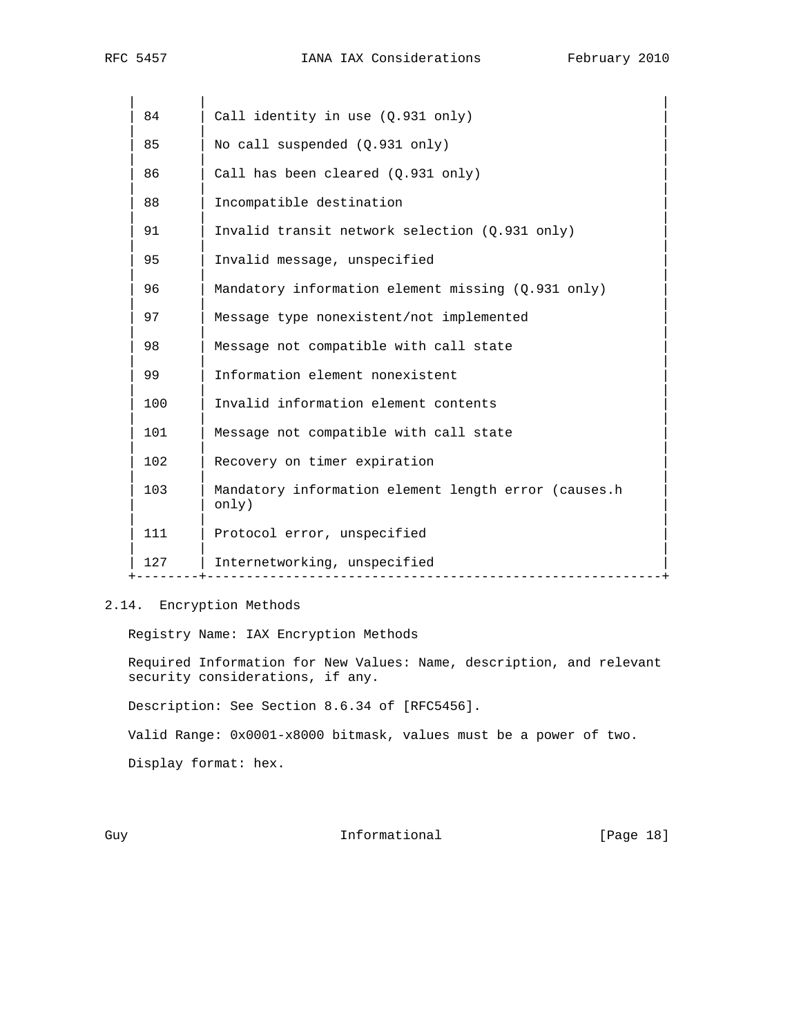| | |
|---|---|
| 84 | Call identity in use (Q.931 only) |
| 85 | No call suspended (Q.931 only) |
| 86 | Call has been cleared (Q.931 only) |
| 88 | Incompatible destination |
| 91 | Invalid transit network selection (Q.931 only) |
| 95 | Invalid message, unspecified |
| 96 | Mandatory information element missing (Q.931 only) |
| 97 | Message type nonexistent/not implemented |
| 98 | Message not compatible with call state |
| 99 | Information element nonexistent |
| 100 | Invalid information element contents |
| 101 | Message not compatible with call state |
| 102 | Recovery on timer expiration |
| 103 | Mandatory information element length error (causes.h only) |
| 111 | Protocol error, unspecified |
| 127 | Internetworking, unspecified |

## 2.14. Encryption Methods

Registry Name: IAX Encryption Methods

Required Information for New Values: Name, description, and relevant security considerations, if any.

Description: See Section 8.6.34 of [RFC5456].

Valid Range: 0x0001-x8000 bitmask, values must be a power of two.

Display format: hex.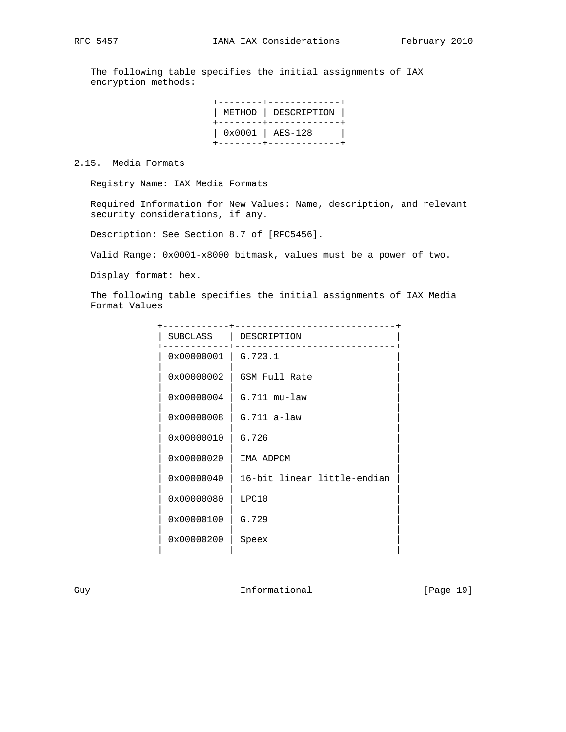The following table specifies the initial assignments of IAX encryption methods:

| METHOD | DESCRIPTION |
|---|---|
| 0x0001 | AES-128 |

## 2.15. Media Formats

Registry Name: IAX Media Formats

Required Information for New Values: Name, description, and relevant security considerations, if any.

Description: See Section 8.7 of [RFC5456].

Valid Range: 0x0001-x8000 bitmask, values must be a power of two.

Display format: hex.

The following table specifies the initial assignments of IAX Media Format Values

| SUBCLASS | DESCRIPTION |
|---|---|
| 0x00000001 | G.723.1 |
| 0x00000002 | GSM Full Rate |
| 0x00000004 | G.711 mu-law |
| 0x00000008 | G.711 a-law |
| 0x00000010 | G.726 |
| 0x00000020 | IMA ADPCM |
| 0x00000040 | 16-bit linear little-endian |
| 0x00000080 | LPC10 |
| 0x00000100 | G.729 |
| 0x00000200 | Speex |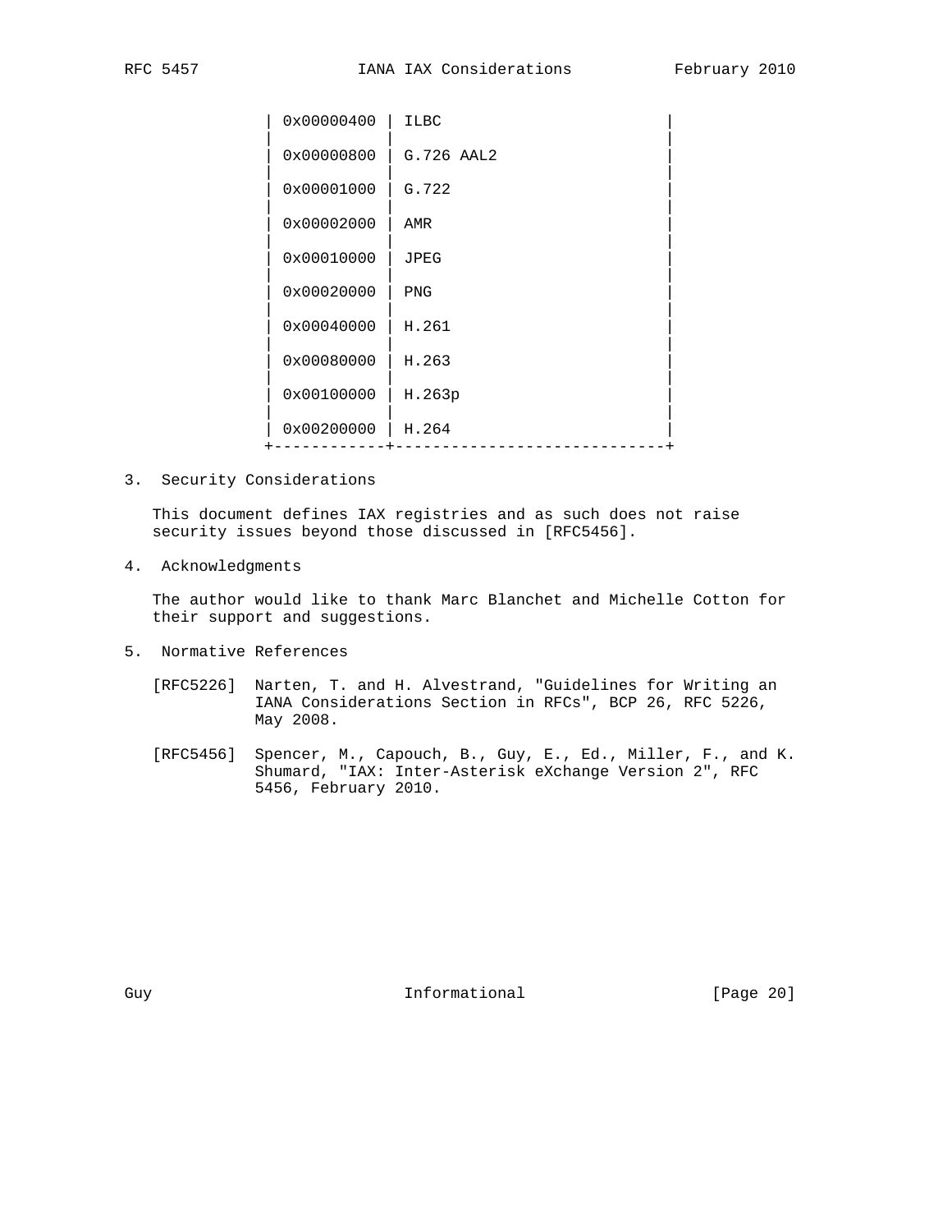| | |
|---|---|
| 0x00000400 | ILBC |
| 0x00000800 | G.726 AAL2 |
| 0x00001000 | G.722 |
| 0x00002000 | AMR |
| 0x00010000 | JPEG |
| 0x00020000 | PNG |
| 0x00040000 | H.261 |
| 0x00080000 | H.263 |
| 0x00100000 | H.263p |
| 0x00200000 | H.264 |

## 3. Security Considerations

This document defines IAX registries and as such does not raise security issues beyond those discussed in [RFC5456].

## 4. Acknowledgments

The author would like to thank Marc Blanchet and Michelle Cotton for their support and suggestions.

## 5. Normative References

[RFC5226] Narten, T. and H. Alvestrand, "Guidelines for Writing an IANA Considerations Section in RFCs", BCP 26, RFC 5226, May 2008.

[RFC5456] Spencer, M., Capouch, B., Guy, E., Ed., Miller, F., and K. Shumard, "IAX: Inter-Asterisk eXchange Version 2", RFC 5456, February 2010.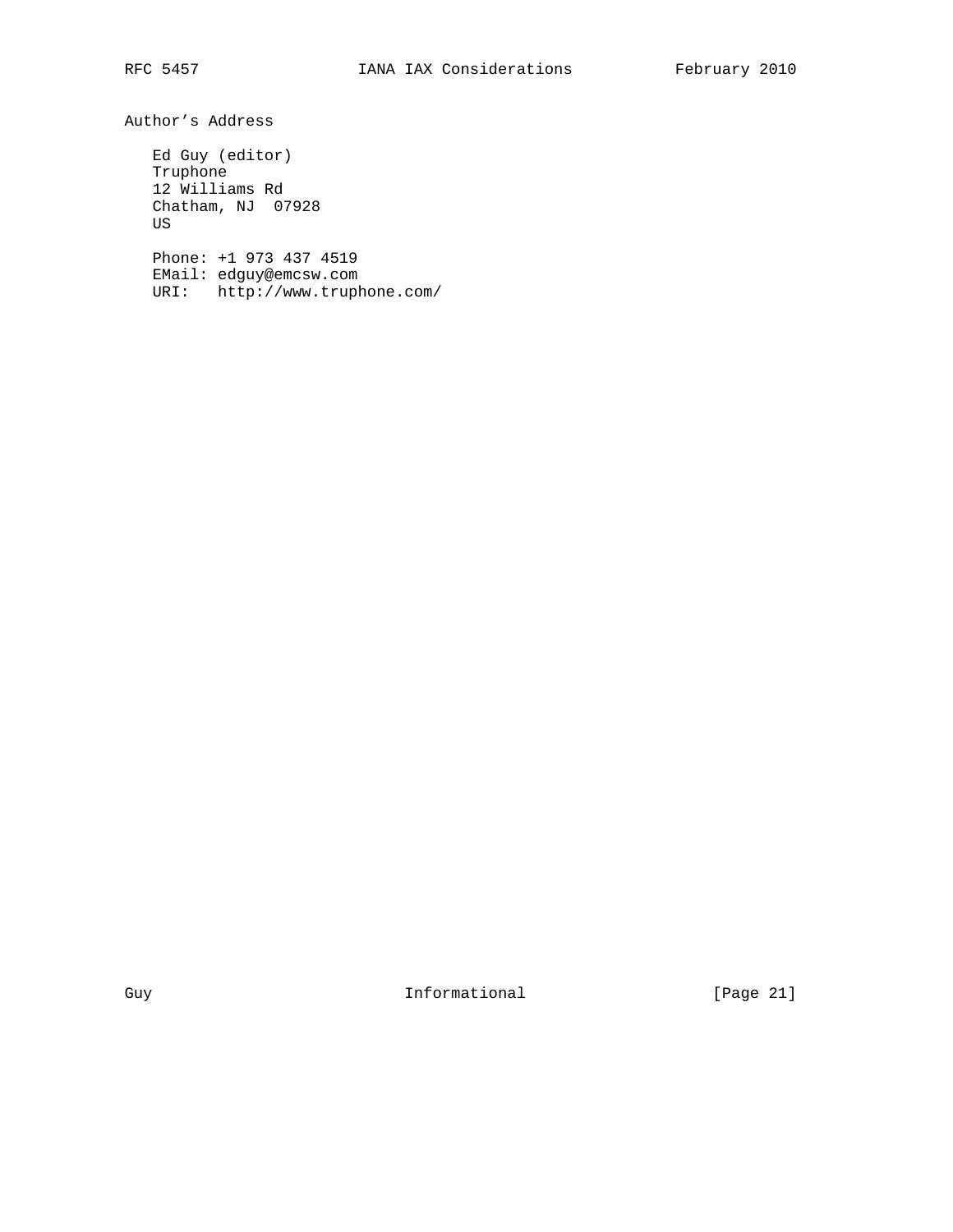## Author's Address

Ed Guy (editor)
Truphone
12 Williams Rd
Chatham, NJ  07928
US

Phone: +1 973 437 4519
EMail: edguy@emcsw.com
URI:   http://www.truphone.com/